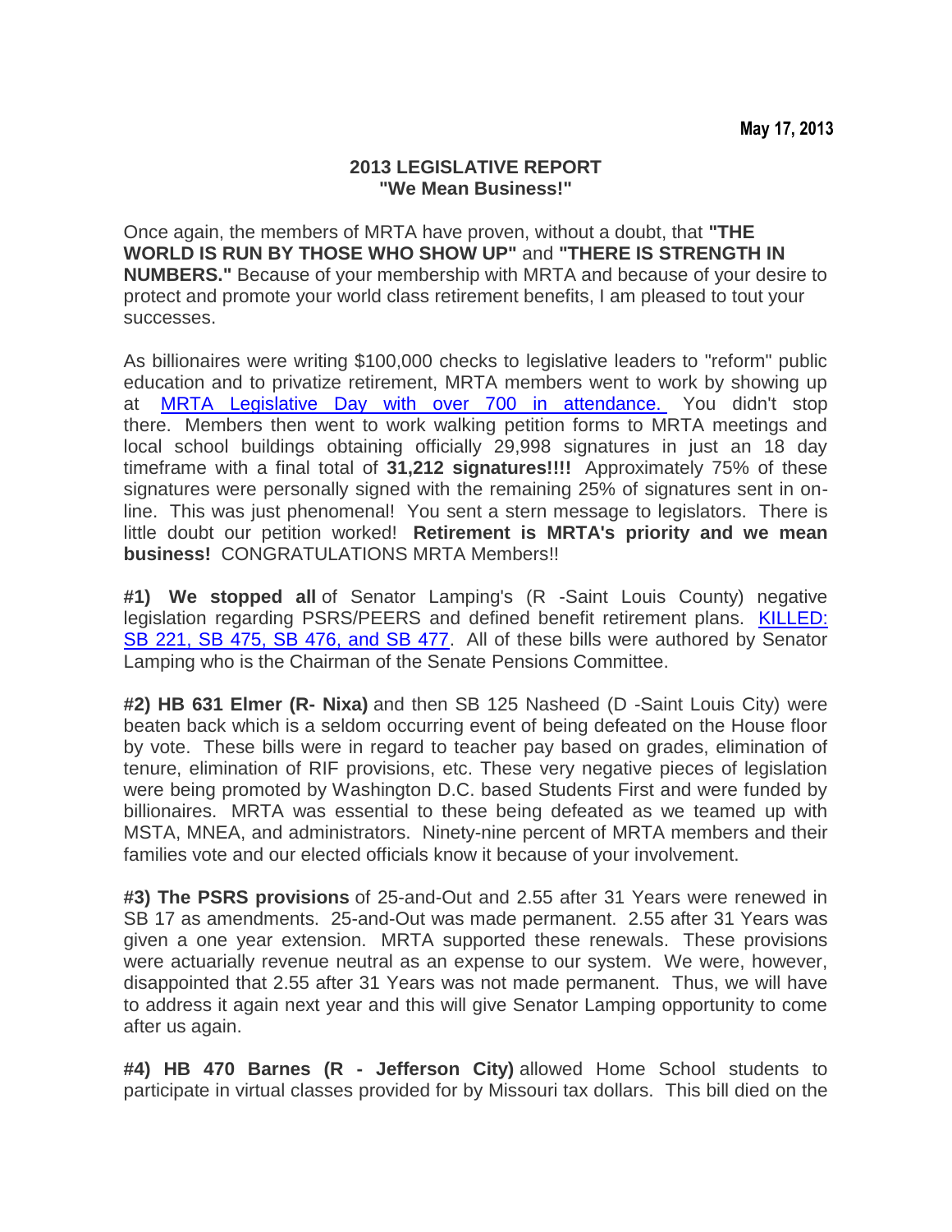**May 17, 2013**

# 2013 LEGISLATIVE REPORT
## "We Mean Business!"

Once again, the members of MRTA have proven, without a doubt, that **"THE WORLD IS RUN BY THOSE WHO SHOW UP"** and **"THERE IS STRENGTH IN NUMBERS."** Because of your membership with MRTA and because of your desire to protect and promote your world class retirement benefits, I am pleased to tout your successes.

As billionaires were writing $100,000 checks to legislative leaders to "reform" public education and to privatize retirement, MRTA members went to work by showing up at MRTA Legislative Day with over 700 in attendance. You didn't stop there. Members then went to work walking petition forms to MRTA meetings and local school buildings obtaining officially 29,998 signatures in just an 18 day timeframe with a final total of **31,212 signatures!!!!** Approximately 75% of these signatures were personally signed with the remaining 25% of signatures sent in on-line. This was just phenomenal! You sent a stern message to legislators. There is little doubt our petition worked! **Retirement is MRTA's priority and we mean business!** CONGRATULATIONS MRTA Members!!

**#1) We stopped all** of Senator Lamping's (R -Saint Louis County) negative legislation regarding PSRS/PEERS and defined benefit retirement plans. KILLED: SB 221, SB 475, SB 476, and SB 477. All of these bills were authored by Senator Lamping who is the Chairman of the Senate Pensions Committee.

**#2) HB 631 Elmer (R- Nixa)** and then SB 125 Nasheed (D -Saint Louis City) were beaten back which is a seldom occurring event of being defeated on the House floor by vote. These bills were in regard to teacher pay based on grades, elimination of tenure, elimination of RIF provisions, etc. These very negative pieces of legislation were being promoted by Washington D.C. based Students First and were funded by billionaires. MRTA was essential to these being defeated as we teamed up with MSTA, MNEA, and administrators. Ninety-nine percent of MRTA members and their families vote and our elected officials know it because of your involvement.

**#3) The PSRS provisions** of 25-and-Out and 2.55 after 31 Years were renewed in SB 17 as amendments. 25-and-Out was made permanent. 2.55 after 31 Years was given a one year extension. MRTA supported these renewals. These provisions were actuarially revenue neutral as an expense to our system. We were, however, disappointed that 2.55 after 31 Years was not made permanent. Thus, we will have to address it again next year and this will give Senator Lamping opportunity to come after us again.

**#4) HB 470 Barnes (R - Jefferson City)** allowed Home School students to participate in virtual classes provided for by Missouri tax dollars. This bill died on the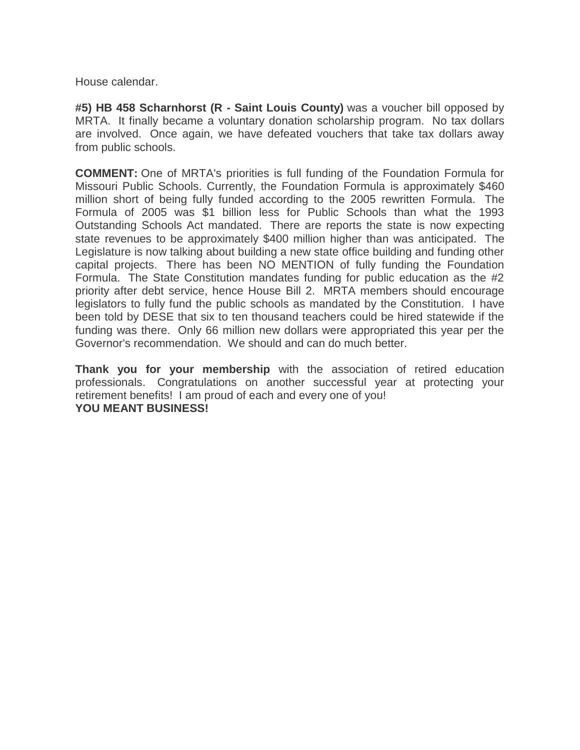House calendar.

**#5) HB 458 Scharnhorst (R - Saint Louis County)** was a voucher bill opposed by MRTA. It finally became a voluntary donation scholarship program. No tax dollars are involved. Once again, we have defeated vouchers that take tax dollars away from public schools.

**COMMENT:** One of MRTA's priorities is full funding of the Foundation Formula for Missouri Public Schools. Currently, the Foundation Formula is approximately $460 million short of being fully funded according to the 2005 rewritten Formula. The Formula of 2005 was $1 billion less for Public Schools than what the 1993 Outstanding Schools Act mandated. There are reports the state is now expecting state revenues to be approximately $400 million higher than was anticipated. The Legislature is now talking about building a new state office building and funding other capital projects. There has been NO MENTION of fully funding the Foundation Formula. The State Constitution mandates funding for public education as the #2 priority after debt service, hence House Bill 2. MRTA members should encourage legislators to fully fund the public schools as mandated by the Constitution. I have been told by DESE that six to ten thousand teachers could be hired statewide if the funding was there. Only 66 million new dollars were appropriated this year per the Governor's recommendation. We should and can do much better.

**Thank you for your membership** with the association of retired education professionals. Congratulations on another successful year at protecting your retirement benefits! I am proud of each and every one of you!
**YOU MEANT BUSINESS!**